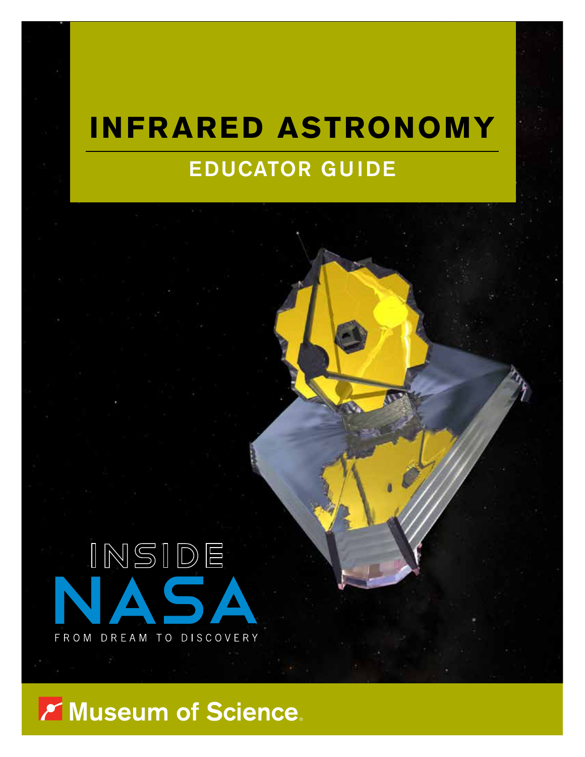# INFRARED ASTRONOMY

## EDUCATOR GUIDE

INSIDE NASA

FROM DREAM TO DISCOVERY

Museum of Science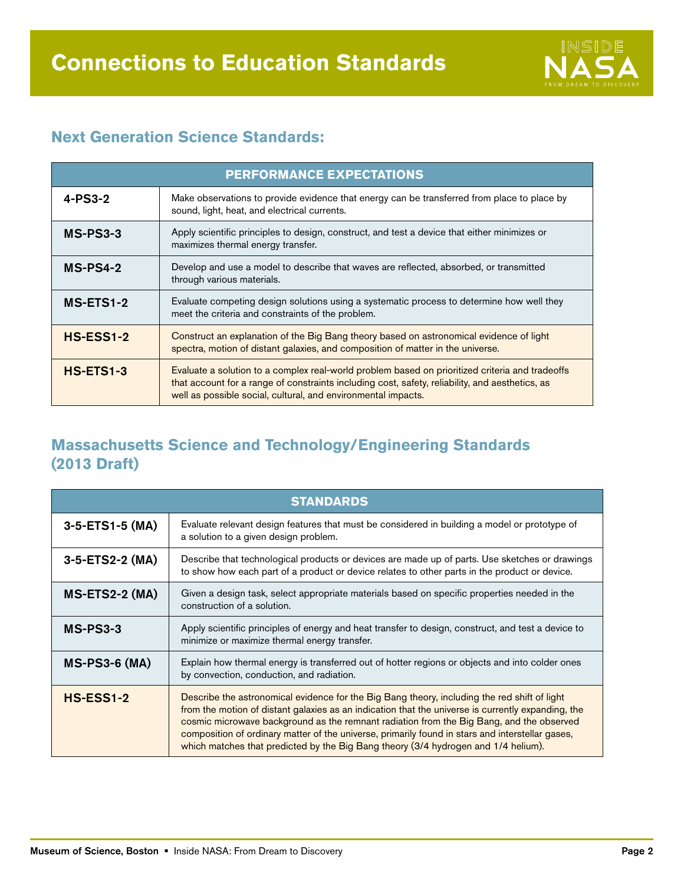# Connections to Education Standards

## Next Generation Science Standards:

| PERFORMANCE EXPECTATIONS | |
|---|---|
| **4-PS3-2** | Make observations to provide evidence that energy can be transferred from place to place by sound, light, heat, and electrical currents. |
| **MS-PS3-3** | Apply scientific principles to design, construct, and test a device that either minimizes or maximizes thermal energy transfer. |
| **MS-PS4-2** | Develop and use a model to describe that waves are reflected, absorbed, or transmitted through various materials. |
| **MS-ETS1-2** | Evaluate competing design solutions using a systematic process to determine how well they meet the criteria and constraints of the problem. |
| **HS-ESS1-2** | Construct an explanation of the Big Bang theory based on astronomical evidence of light spectra, motion of distant galaxies, and composition of matter in the universe. |
| **HS-ETS1-3** | Evaluate a solution to a complex real-world problem based on prioritized criteria and tradeoffs that account for a range of constraints including cost, safety, reliability, and aesthetics, as well as possible social, cultural, and environmental impacts. |

## Massachusetts Science and Technology/Engineering Standards (2013 Draft)

| STANDARDS | |
|---|---|
| **3-5-ETS1-5 (MA)** | Evaluate relevant design features that must be considered in building a model or prototype of a solution to a given design problem. |
| **3-5-ETS2-2 (MA)** | Describe that technological products or devices are made up of parts. Use sketches or drawings to show how each part of a product or device relates to other parts in the product or device. |
| **MS-ETS2-2 (MA)** | Given a design task, select appropriate materials based on specific properties needed in the construction of a solution. |
| **MS-PS3-3** | Apply scientific principles of energy and heat transfer to design, construct, and test a device to minimize or maximize thermal energy transfer. |
| **MS-PS3-6 (MA)** | Explain how thermal energy is transferred out of hotter regions or objects and into colder ones by convection, conduction, and radiation. |
| **HS-ESS1-2** | Describe the astronomical evidence for the Big Bang theory, including the red shift of light from the motion of distant galaxies as an indication that the universe is currently expanding, the cosmic microwave background as the remnant radiation from the Big Bang, and the observed composition of ordinary matter of the universe, primarily found in stars and interstellar gases, which matches that predicted by the Big Bang theory (3/4 hydrogen and 1/4 helium). |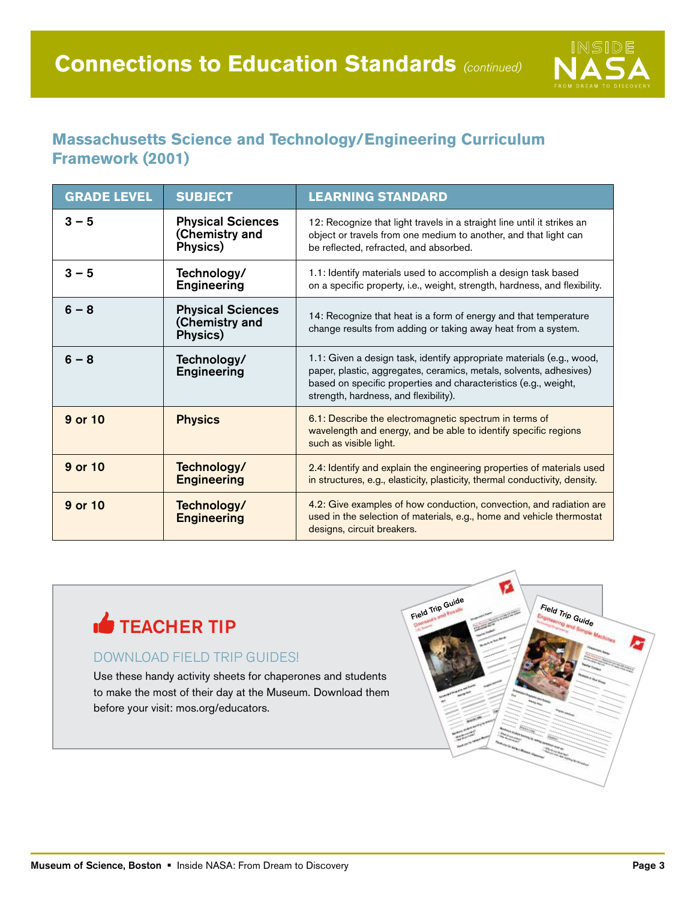# Connections to Education Standards *(continued)*

## Massachusetts Science and Technology/Engineering Curriculum Framework (2001)

| GRADE LEVEL | SUBJECT | LEARNING STANDARD |
|---|---|---|
| 3 – 5 | **Physical Sciences (Chemistry and Physics)** | 12: Recognize that light travels in a straight line until it strikes an object or travels from one medium to another, and that light can be reflected, refracted, and absorbed. |
| 3 – 5 | **Technology/ Engineering** | 1.1: Identify materials used to accomplish a design task based on a specific property, i.e., weight, strength, hardness, and flexibility. |
| 6 – 8 | **Physical Sciences (Chemistry and Physics)** | 14: Recognize that heat is a form of energy and that temperature change results from adding or taking away heat from a system. |
| 6 – 8 | **Technology/ Engineering** | 1.1: Given a design task, identify appropriate materials (e.g., wood, paper, plastic, aggregates, ceramics, metals, solvents, adhesives) based on specific properties and characteristics (e.g., weight, strength, hardness, and flexibility). |
| 9 or 10 | **Physics** | 6.1: Describe the electromagnetic spectrum in terms of wavelength and energy, and be able to identify specific regions such as visible light. |
| 9 or 10 | **Technology/ Engineering** | 2.4: Identify and explain the engineering properties of materials used in structures, e.g., elasticity, plasticity, thermal conductivity, density. |
| 9 or 10 | **Technology/ Engineering** | 4.2: Give examples of how conduction, convection, and radiation are used in the selection of materials, e.g., home and vehicle thermostat designs, circuit breakers. |

### TEACHER TIP

DOWNLOAD FIELD TRIP GUIDES!

Use these handy activity sheets for chaperones and students to make the most of their day at the Museum. Download them before your visit: mos.org/educators.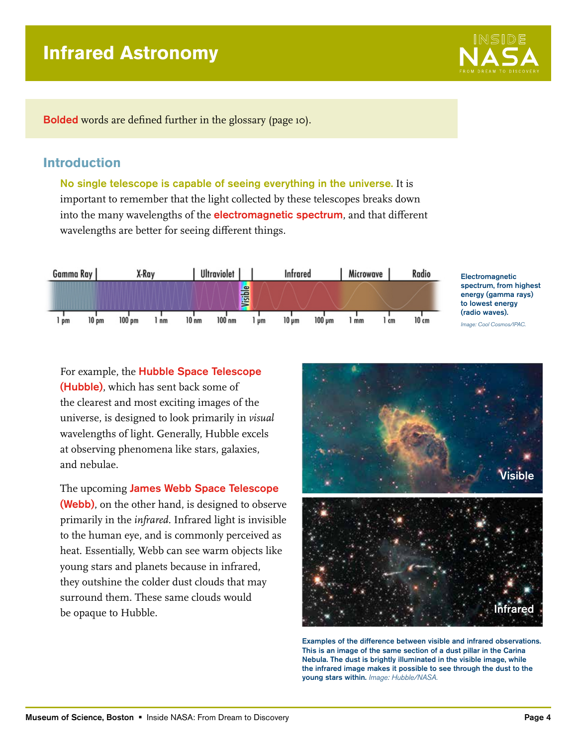# Infrared Astronomy

**Bolded** words are defined further in the glossary (page 10).

## Introduction

**No single telescope is capable of seeing everything in the universe.** It is important to remember that the light collected by these telescopes breaks down into the many wavelengths of the **electromagnetic spectrum**, and that different wavelengths are better for seeing different things.

Electromagnetic spectrum, from highest energy (gamma rays) to lowest energy (radio waves). *Image: Cool Cosmos/IPAC.*

For example, the **Hubble Space Telescope (Hubble)**, which has sent back some of the clearest and most exciting images of the universe, is designed to look primarily in *visual* wavelengths of light. Generally, Hubble excels at observing phenomena like stars, galaxies, and nebulae.

The upcoming **James Webb Space Telescope (Webb)**, on the other hand, is designed to observe primarily in the *infrared*. Infrared light is invisible to the human eye, and is commonly perceived as heat. Essentially, Webb can see warm objects like young stars and planets because in infrared, they outshine the colder dust clouds that may surround them. These same clouds would be opaque to Hubble.

Examples of the difference between visible and infrared observations. This is an image of the same section of a dust pillar in the Carina Nebula. The dust is brightly illuminated in the visible image, while the infrared image makes it possible to see through the dust to the young stars within. *Image: Hubble/NASA.*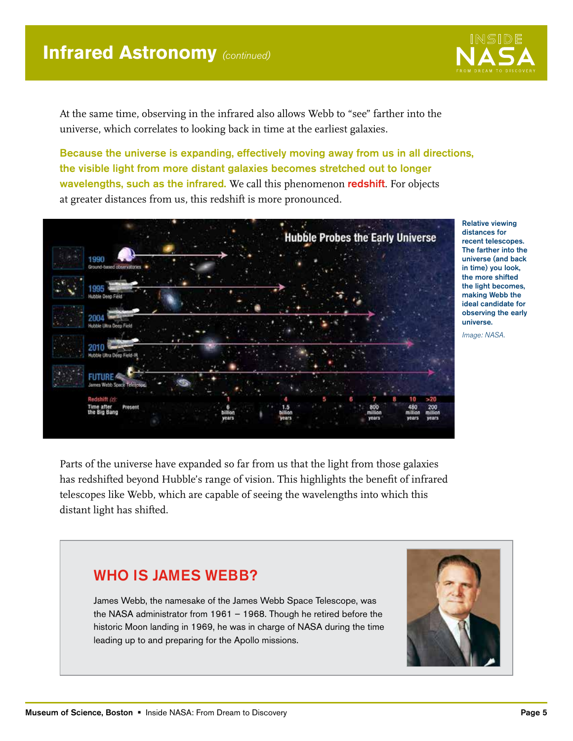## Infrared Astronomy *(continued)*

At the same time, observing in the infrared also allows Webb to "see" farther into the universe, which correlates to looking back in time at the earliest galaxies.

**Because the universe is expanding, effectively moving away from us in all directions, the visible light from more distant galaxies becomes stretched out to longer wavelengths, such as the infrared.** We call this phenomenon **redshift**. For objects at greater distances from us, this redshift is more pronounced.

**Relative viewing distances for recent telescopes. The farther into the universe (and back in time) you look, the more shifted the light becomes, making Webb the ideal candidate for observing the early universe.**

*Image: NASA.*

Parts of the universe have expanded so far from us that the light from those galaxies has redshifted beyond Hubble's range of vision. This highlights the benefit of infrared telescopes like Webb, which are capable of seeing the wavelengths into which this distant light has shifted.

### WHO IS JAMES WEBB?

James Webb, the namesake of the James Webb Space Telescope, was the NASA administrator from 1961 – 1968. Though he retired before the historic Moon landing in 1969, he was in charge of NASA during the time leading up to and preparing for the Apollo missions.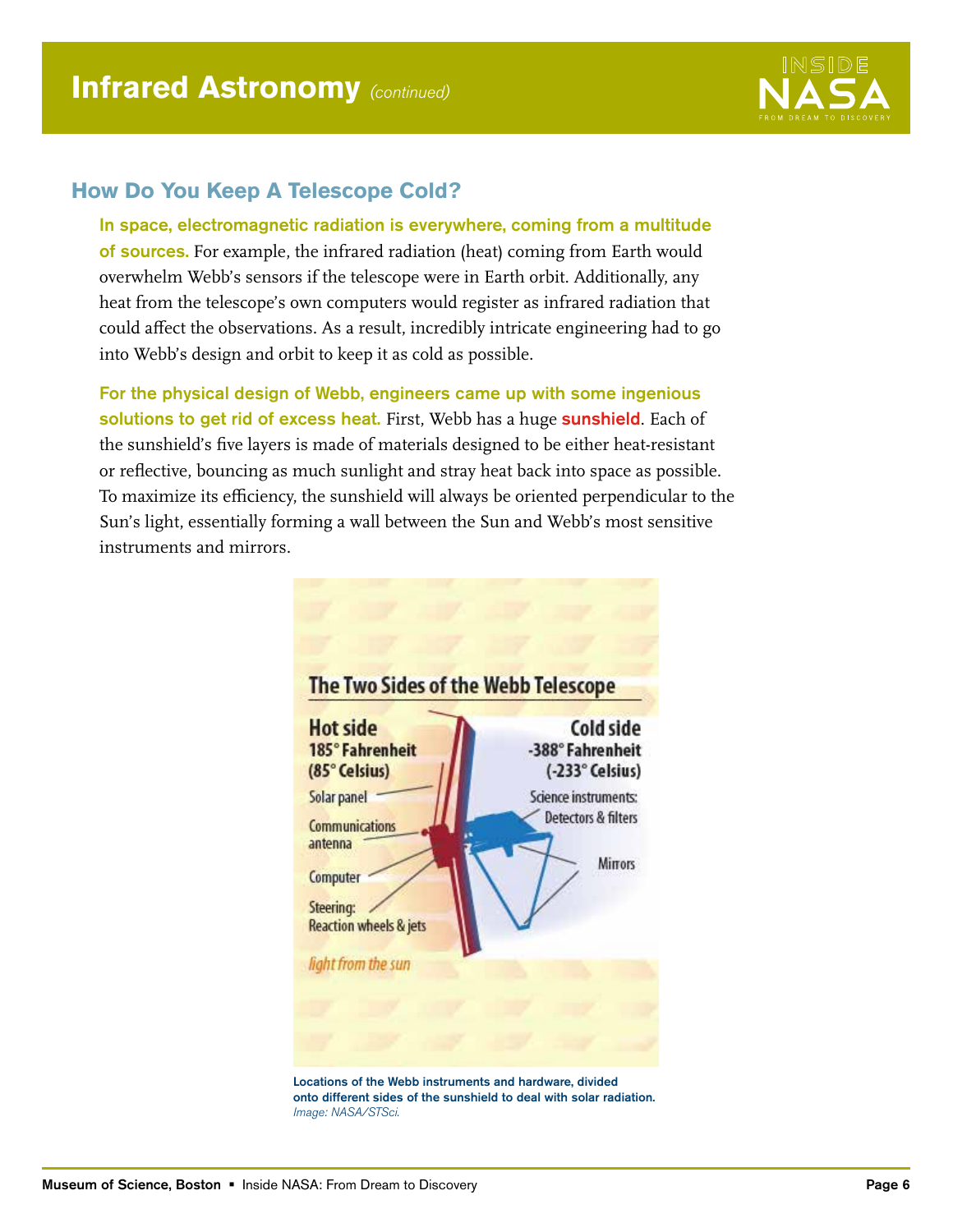# Infrared Astronomy *(continued)*

## How Do You Keep A Telescope Cold?

**In space, electromagnetic radiation is everywhere, coming from a multitude of sources.** For example, the infrared radiation (heat) coming from Earth would overwhelm Webb's sensors if the telescope were in Earth orbit. Additionally, any heat from the telescope's own computers would register as infrared radiation that could affect the observations. As a result, incredibly intricate engineering had to go into Webb's design and orbit to keep it as cold as possible.

**For the physical design of Webb, engineers came up with some ingenious solutions to get rid of excess heat.** First, Webb has a huge **sunshield**. Each of the sunshield's five layers is made of materials designed to be either heat-resistant or reflective, bouncing as much sunlight and stray heat back into space as possible. To maximize its efficiency, the sunshield will always be oriented perpendicular to the Sun's light, essentially forming a wall between the Sun and Webb's most sensitive instruments and mirrors.

**The Two Sides of the Webb Telescope**

**Hot side**
185° Fahrenheit
(85° Celsius)

- Solar panel
- Communications antenna
- Computer
- Steering: Reaction wheels & jets

*light from the sun*

**Cold side**
-388° Fahrenheit
(-233° Celsius)

- Science instruments: Detectors & filters
- Mirrors

**Locations of the Webb instruments and hardware, divided onto different sides of the sunshield to deal with solar radiation.**
*Image: NASA/STScI.*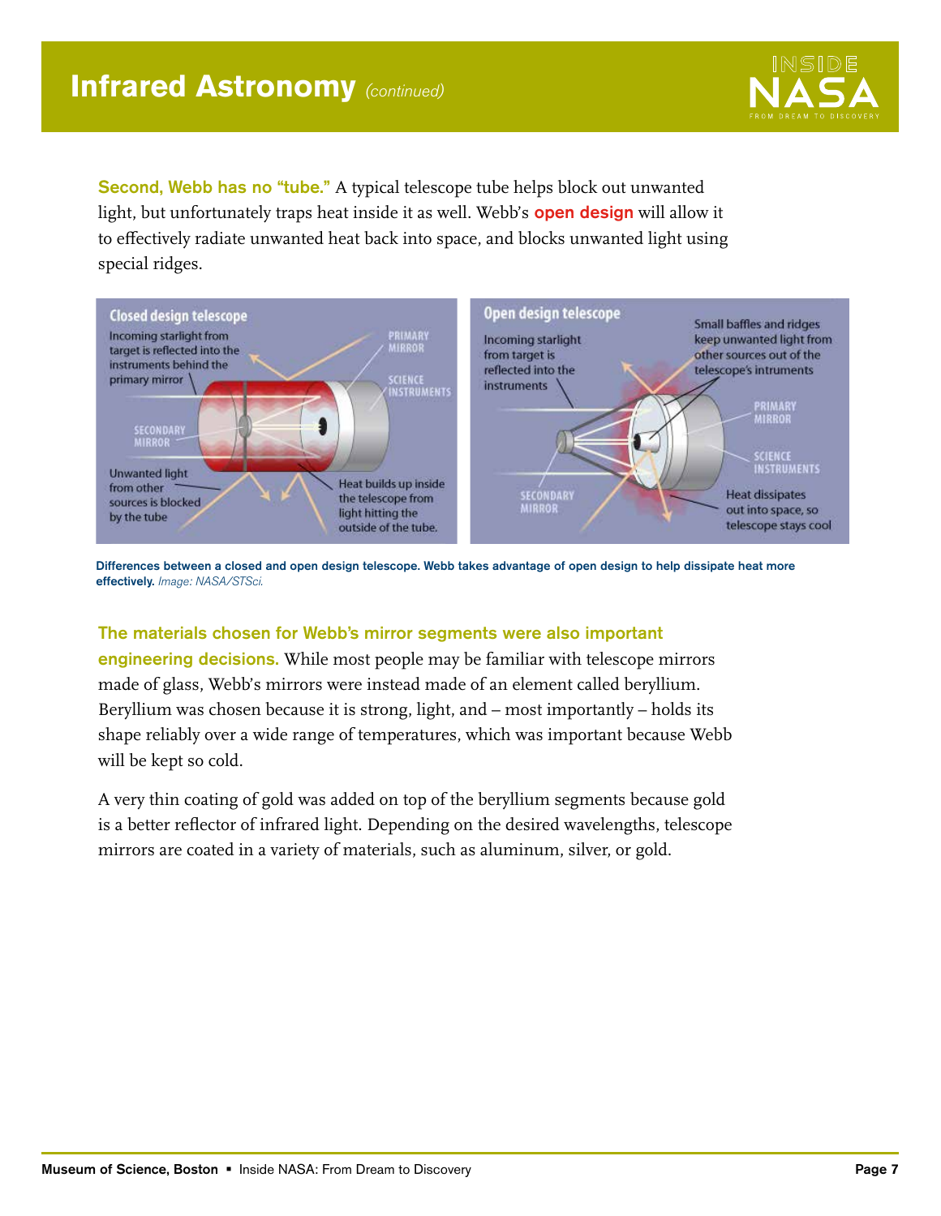# Infrared Astronomy *(continued)*

**Second, Webb has no "tube."** A typical telescope tube helps block out unwanted light, but unfortunately traps heat inside it as well. Webb's **open design** will allow it to effectively radiate unwanted heat back into space, and blocks unwanted light using special ridges.

**Differences between a closed and open design telescope. Webb takes advantage of open design to help dissipate heat more effectively.** *Image: NASA/STSci.*

**The materials chosen for Webb's mirror segments were also important engineering decisions.** While most people may be familiar with telescope mirrors made of glass, Webb's mirrors were instead made of an element called beryllium. Beryllium was chosen because it is strong, light, and – most importantly – holds its shape reliably over a wide range of temperatures, which was important because Webb will be kept so cold.

A very thin coating of gold was added on top of the beryllium segments because gold is a better reflector of infrared light. Depending on the desired wavelengths, telescope mirrors are coated in a variety of materials, such as aluminum, silver, or gold.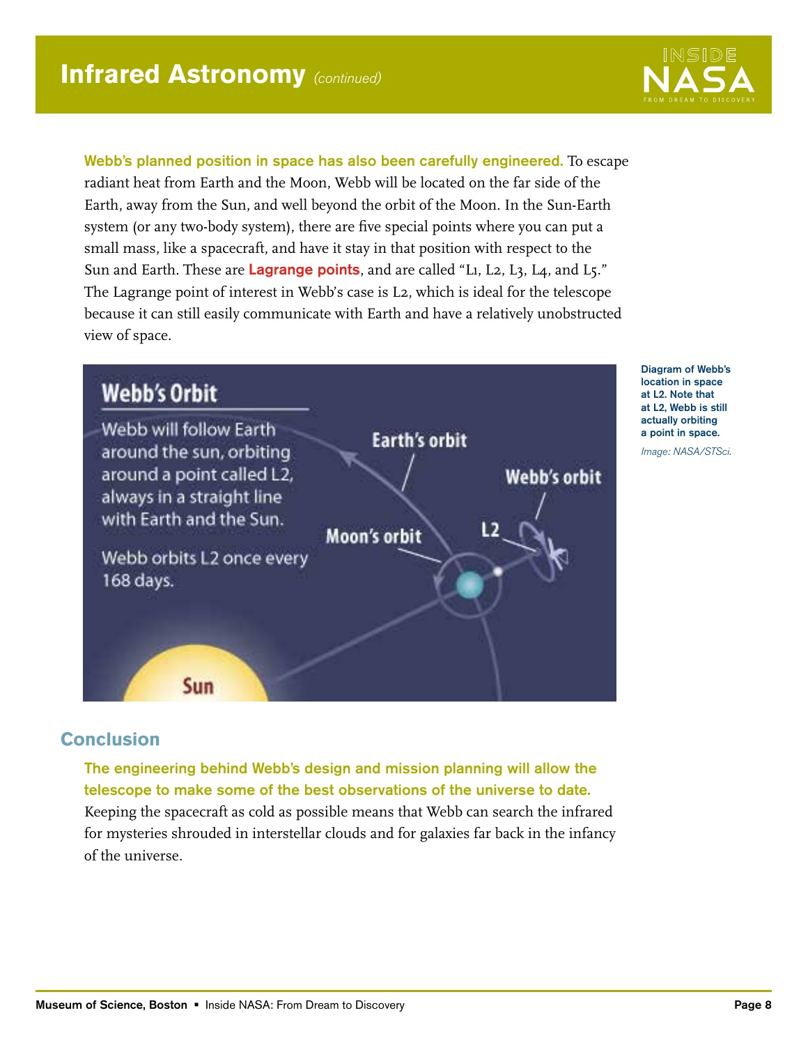# Infrared Astronomy *(continued)*

**Webb's planned position in space has also been carefully engineered.** To escape radiant heat from Earth and the Moon, Webb will be located on the far side of the Earth, away from the Sun, and well beyond the orbit of the Moon. In the Sun-Earth system (or any two-body system), there are five special points where you can put a small mass, like a spacecraft, and have it stay in that position with respect to the Sun and Earth. These are **Lagrange points**, and are called "L1, L2, L3, L4, and L5." The Lagrange point of interest in Webb's case is L2, which is ideal for the telescope because it can still easily communicate with Earth and have a relatively unobstructed view of space.

**Webb's Orbit**

Webb will follow Earth around the sun, orbiting around a point called L2, always in a straight line with Earth and the Sun.

Webb orbits L2 once every 168 days.

Earth's orbit · Webb's orbit · L2 · Moon's orbit · Sun

**Diagram of Webb's location in space at L2. Note that at L2, Webb is still actually orbiting a point in space.**

*Image: NASA/STSci.*

## Conclusion

**The engineering behind Webb's design and mission planning will allow the telescope to make some of the best observations of the universe to date.** Keeping the spacecraft as cold as possible means that Webb can search the infrared for mysteries shrouded in interstellar clouds and for galaxies far back in the infancy of the universe.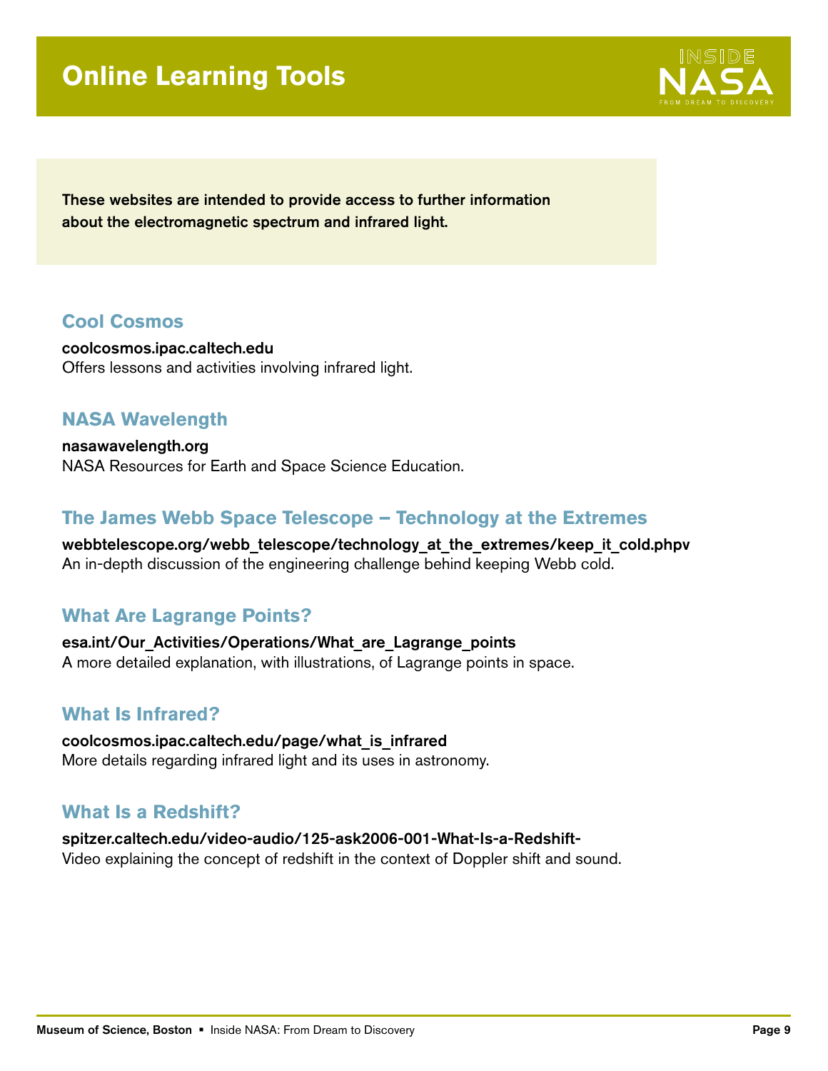# Online Learning Tools

**These websites are intended to provide access to further information about the electromagnetic spectrum and infrared light.**

## Cool Cosmos

**coolcosmos.ipac.caltech.edu**
Offers lessons and activities involving infrared light.

## NASA Wavelength

**nasawavelength.org**
NASA Resources for Earth and Space Science Education.

## The James Webb Space Telescope – Technology at the Extremes

**webbtelescope.org/webb_telescope/technology_at_the_extremes/keep_it_cold.phpv**
An in-depth discussion of the engineering challenge behind keeping Webb cold.

## What Are Lagrange Points?

**esa.int/Our_Activities/Operations/What_are_Lagrange_points**
A more detailed explanation, with illustrations, of Lagrange points in space.

## What Is Infrared?

**coolcosmos.ipac.caltech.edu/page/what_is_infrared**
More details regarding infrared light and its uses in astronomy.

## What Is a Redshift?

**spitzer.caltech.edu/video-audio/125-ask2006-001-What-Is-a-Redshift-**
Video explaining the concept of redshift in the context of Doppler shift and sound.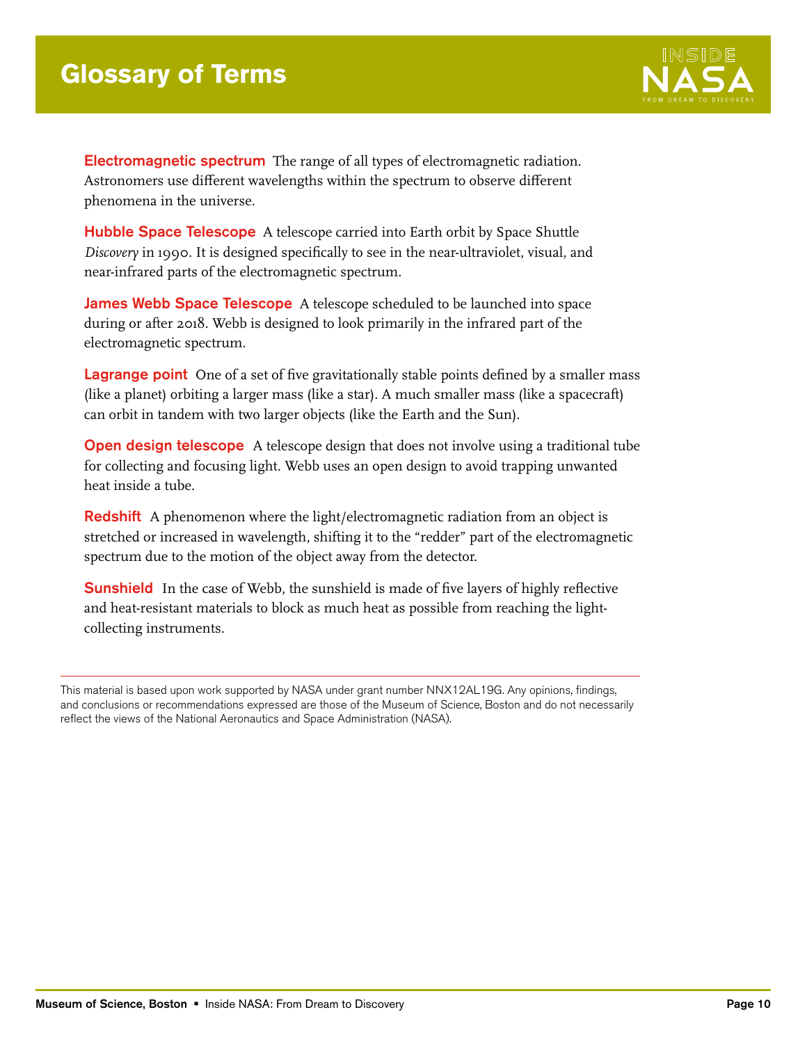# Glossary of Terms

**Electromagnetic spectrum** The range of all types of electromagnetic radiation. Astronomers use different wavelengths within the spectrum to observe different phenomena in the universe.

**Hubble Space Telescope** A telescope carried into Earth orbit by Space Shuttle *Discovery* in 1990. It is designed specifically to see in the near-ultraviolet, visual, and near-infrared parts of the electromagnetic spectrum.

**James Webb Space Telescope** A telescope scheduled to be launched into space during or after 2018. Webb is designed to look primarily in the infrared part of the electromagnetic spectrum.

**Lagrange point** One of a set of five gravitationally stable points defined by a smaller mass (like a planet) orbiting a larger mass (like a star). A much smaller mass (like a spacecraft) can orbit in tandem with two larger objects (like the Earth and the Sun).

**Open design telescope** A telescope design that does not involve using a traditional tube for collecting and focusing light. Webb uses an open design to avoid trapping unwanted heat inside a tube.

**Redshift** A phenomenon where the light/electromagnetic radiation from an object is stretched or increased in wavelength, shifting it to the "redder" part of the electromagnetic spectrum due to the motion of the object away from the detector.

**Sunshield** In the case of Webb, the sunshield is made of five layers of highly reflective and heat-resistant materials to block as much heat as possible from reaching the light-collecting instruments.

---

This material is based upon work supported by NASA under grant number NNX12AL19G. Any opinions, findings, and conclusions or recommendations expressed are those of the Museum of Science, Boston and do not necessarily reflect the views of the National Aeronautics and Space Administration (NASA).